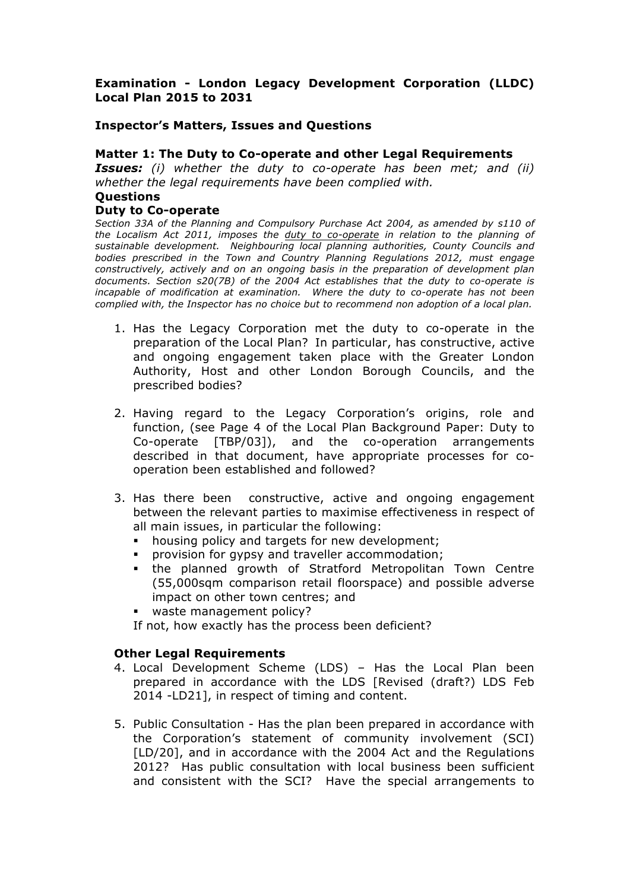**Examination - London Legacy Development Corporation (LLDC) Local Plan 2015 to 2031**

**Inspector's Matters, Issues and Questions**

**Matter 1: The Duty to Co-operate and other Legal Requirements**

***Issues:*** *(i) whether the duty to co-operate has been met; and (ii) whether the legal requirements have been complied with.*

**Questions**

**Duty to Co-operate**

*Section 33A of the Planning and Compulsory Purchase Act 2004, as amended by s110 of the Localism Act 2011, imposes the duty to co-operate in relation to the planning of sustainable development. Neighbouring local planning authorities, County Councils and bodies prescribed in the Town and Country Planning Regulations 2012, must engage constructively, actively and on an ongoing basis in the preparation of development plan documents. Section s20(7B) of the 2004 Act establishes that the duty to co-operate is incapable of modification at examination. Where the duty to co-operate has not been complied with, the Inspector has no choice but to recommend non adoption of a local plan.*

1. Has the Legacy Corporation met the duty to co-operate in the preparation of the Local Plan? In particular, has constructive, active and ongoing engagement taken place with the Greater London Authority, Host and other London Borough Councils, and the prescribed bodies?

2. Having regard to the Legacy Corporation's origins, role and function, (see Page 4 of the Local Plan Background Paper: Duty to Co-operate [TBP/03]), and the co-operation arrangements described in that document, have appropriate processes for co-operation been established and followed?

3. Has there been constructive, active and ongoing engagement between the relevant parties to maximise effectiveness in respect of all main issues, in particular the following:
   - housing policy and targets for new development;
   - provision for gypsy and traveller accommodation;
   - the planned growth of Stratford Metropolitan Town Centre (55,000sqm comparison retail floorspace) and possible adverse impact on other town centres; and
   - waste management policy?

   If not, how exactly has the process been deficient?

**Other Legal Requirements**

4. Local Development Scheme (LDS) – Has the Local Plan been prepared in accordance with the LDS [Revised (draft?) LDS Feb 2014 -LD21], in respect of timing and content.

5. Public Consultation - Has the plan been prepared in accordance with the Corporation's statement of community involvement (SCI) [LD/20], and in accordance with the 2004 Act and the Regulations 2012? Has public consultation with local business been sufficient and consistent with the SCI? Have the special arrangements to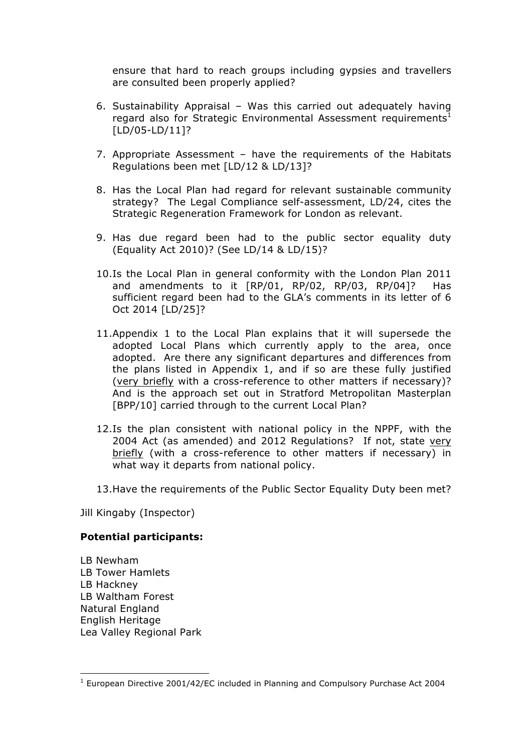ensure that hard to reach groups including gypsies and travellers are consulted been properly applied?

6. Sustainability Appraisal – Was this carried out adequately having regard also for Strategic Environmental Assessment requirements[1] [LD/05-LD/11]?

7. Appropriate Assessment – have the requirements of the Habitats Regulations been met [LD/12 & LD/13]?

8. Has the Local Plan had regard for relevant sustainable community strategy? The Legal Compliance self-assessment, LD/24, cites the Strategic Regeneration Framework for London as relevant.

9. Has due regard been had to the public sector equality duty (Equality Act 2010)? (See LD/14 & LD/15)?

10. Is the Local Plan in general conformity with the London Plan 2011 and amendments to it [RP/01, RP/02, RP/03, RP/04]? Has sufficient regard been had to the GLA's comments in its letter of 6 Oct 2014 [LD/25]?

11. Appendix 1 to the Local Plan explains that it will supersede the adopted Local Plans which currently apply to the area, once adopted. Are there any significant departures and differences from the plans listed in Appendix 1, and if so are these fully justified (<u>very briefly</u> with a cross-reference to other matters if necessary)? And is the approach set out in Stratford Metropolitan Masterplan [BPP/10] carried through to the current Local Plan?

12. Is the plan consistent with national policy in the NPPF, with the 2004 Act (as amended) and 2012 Regulations? If not, state <u>very briefly</u> (with a cross-reference to other matters if necessary) in what way it departs from national policy.

13. Have the requirements of the Public Sector Equality Duty been met?

Jill Kingaby (Inspector)

**Potential participants:**

LB Newham
LB Tower Hamlets
LB Hackney
LB Waltham Forest
Natural England
English Heritage
Lea Valley Regional Park

---

[1] European Directive 2001/42/EC included in Planning and Compulsory Purchase Act 2004